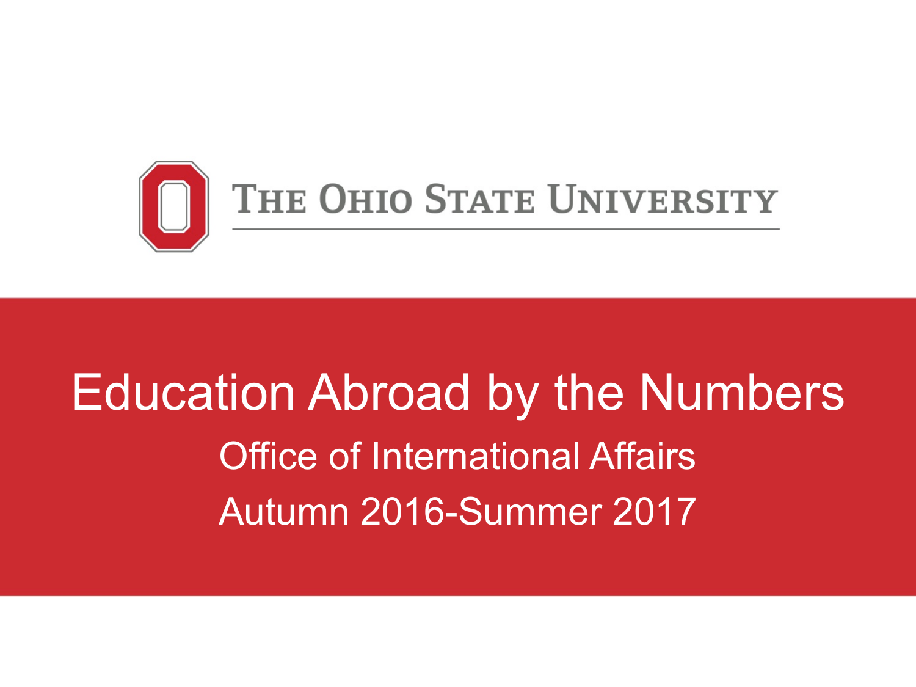The Ohio State University

# Education Abroad by the Numbers

## Office of International Affairs

## Autumn 2016-Summer 2017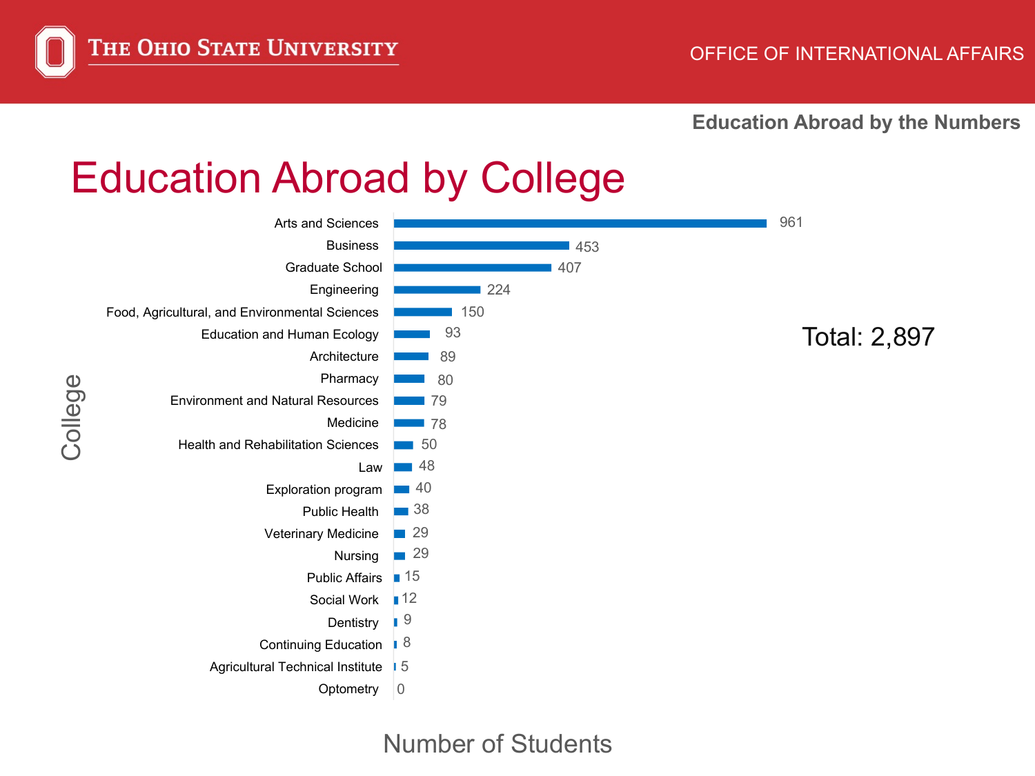THE OHIO STATE UNIVERSITY

OFFICE OF INTERNATIONAL AFFAIRS

**Education Abroad by the Numbers**

# Education Abroad by College

| College | Number of Students |
| --- | --- |
| Arts and Sciences | 961 |
| Business | 453 |
| Graduate School | 407 |
| Engineering | 224 |
| Food, Agricultural, and Environmental Sciences | 150 |
| Education and Human Ecology | 93 |
| Architecture | 89 |
| Pharmacy | 80 |
| Environment and Natural Resources | 79 |
| Medicine | 78 |
| Health and Rehabilitation Sciences | 50 |
| Law | 48 |
| Exploration program | 40 |
| Public Health | 38 |
| Veterinary Medicine | 29 |
| Nursing | 29 |
| Public Affairs | 15 |
| Social Work | 12 |
| Dentistry | 9 |
| Continuing Education | 8 |
| Agricultural Technical Institute | 5 |
| Optometry | 0 |

Total: 2,897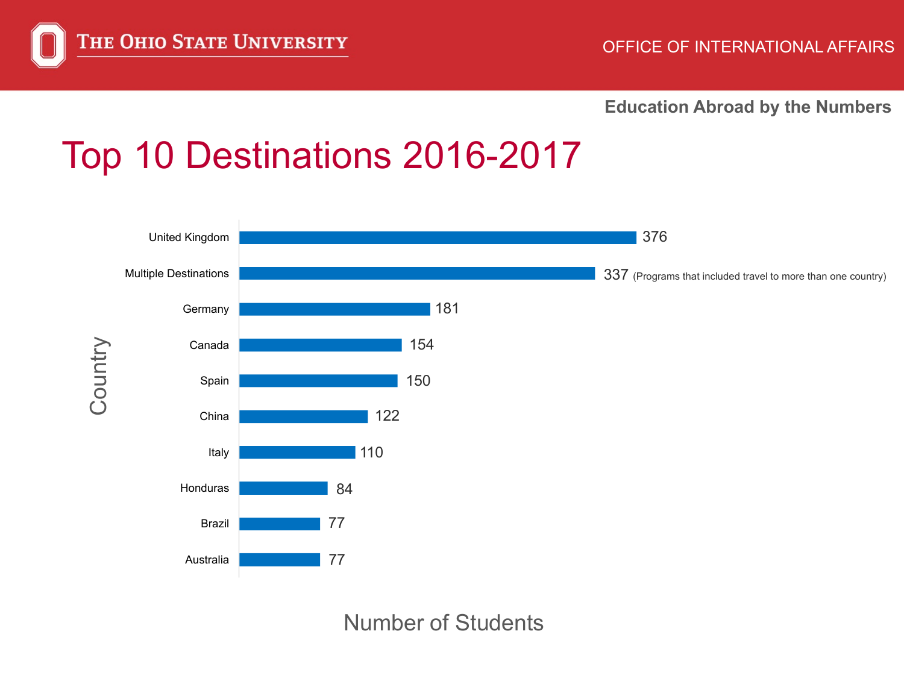Education Abroad by the Numbers

# Top 10 Destinations 2016-2017

| Country | Number of Students |
|---|---|
| United Kingdom | 376 |
| Multiple Destinations | 337 (Programs that included travel to more than one country) |
| Germany | 181 |
| Canada | 154 |
| Spain | 150 |
| China | 122 |
| Italy | 110 |
| Honduras | 84 |
| Brazil | 77 |
| Australia | 77 |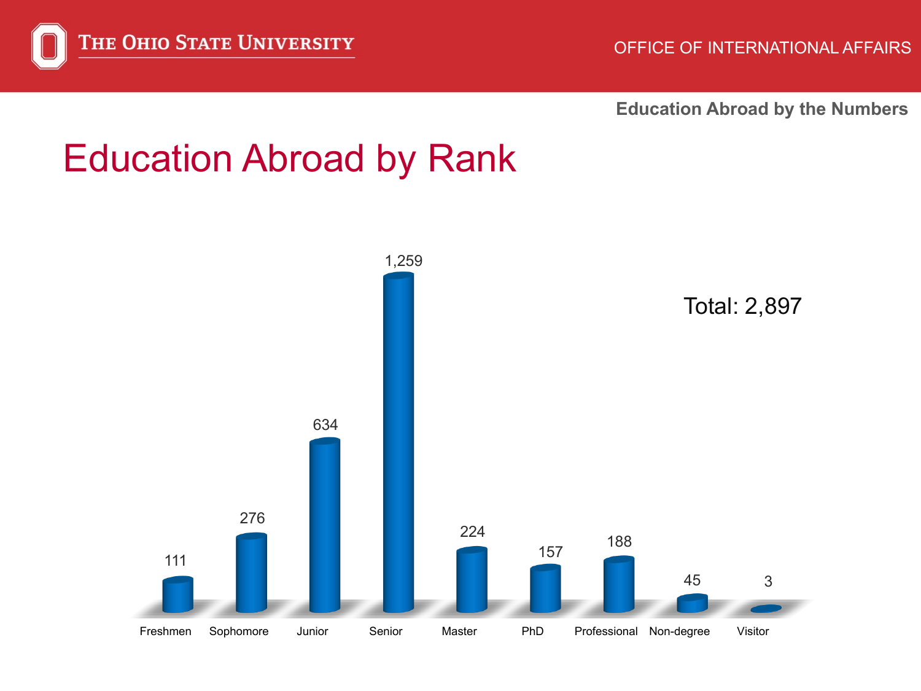# Education Abroad by Rank

| Rank | Number |
| --- | --- |
| Freshmen | 111 |
| Sophomore | 276 |
| Junior | 634 |
| Senior | 1,259 |
| Master | 224 |
| PhD | 157 |
| Professional | 188 |
| Non-degree | 45 |
| Visitor | 3 |

Total: 2,897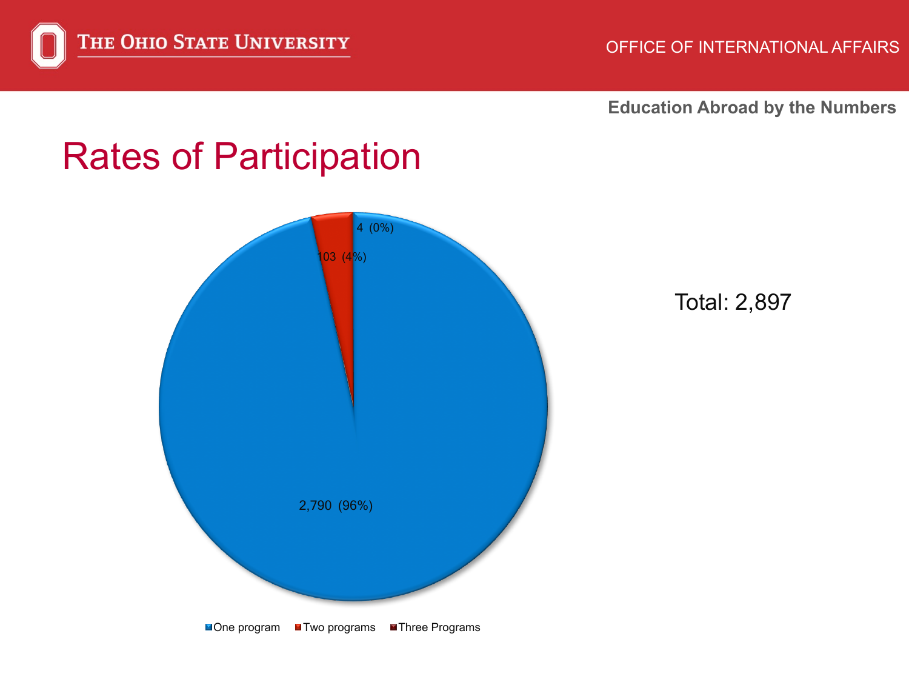## Rates of Participation

2,790 (96%)

103 (4%)

4 (0%)

One program | Two programs | Three Programs

Total: 2,897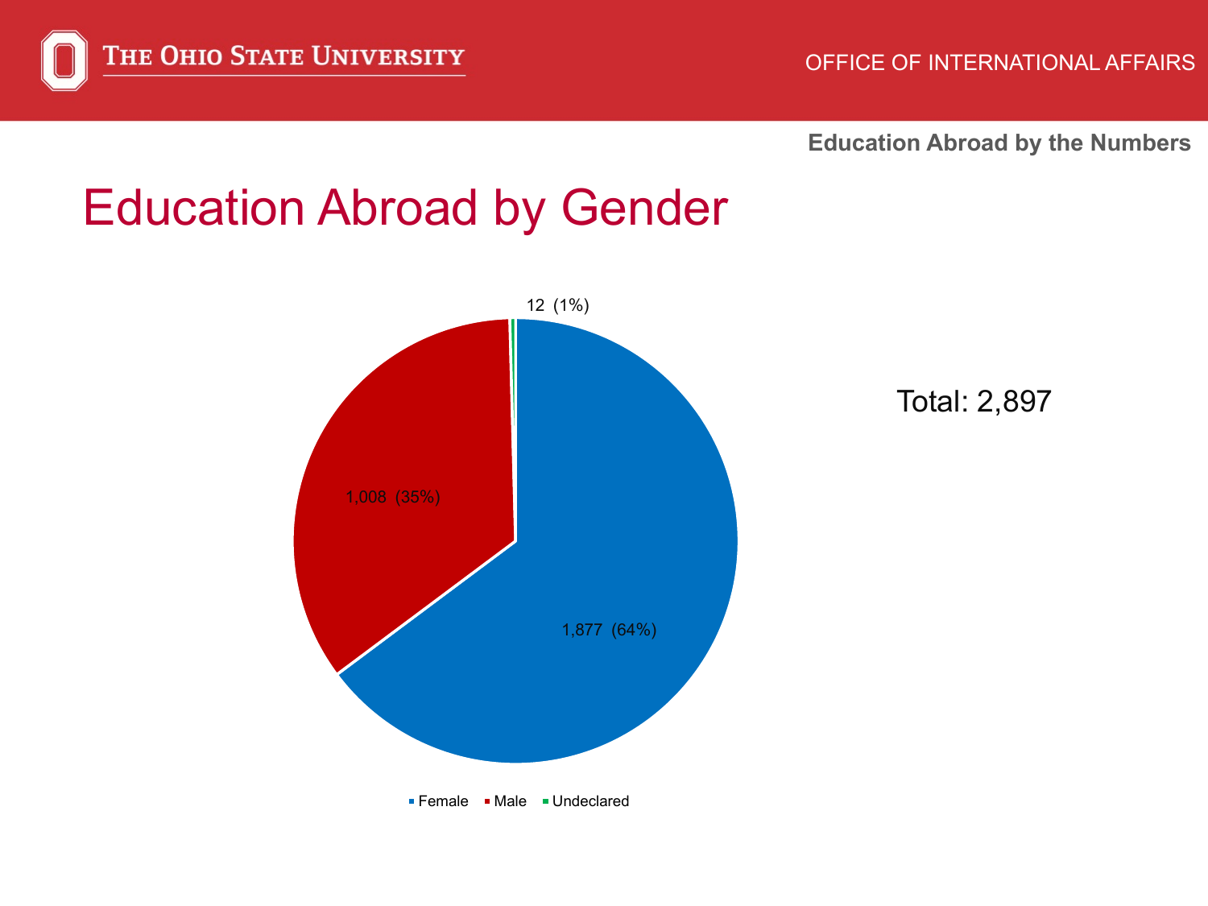# Education Abroad by Gender

| Gender | Count | Percentage |
|---|---|---|
| Female | 1,877 | 64% |
| Male | 1,008 | 35% |
| Undeclared | 12 | 1% |

Total: 2,897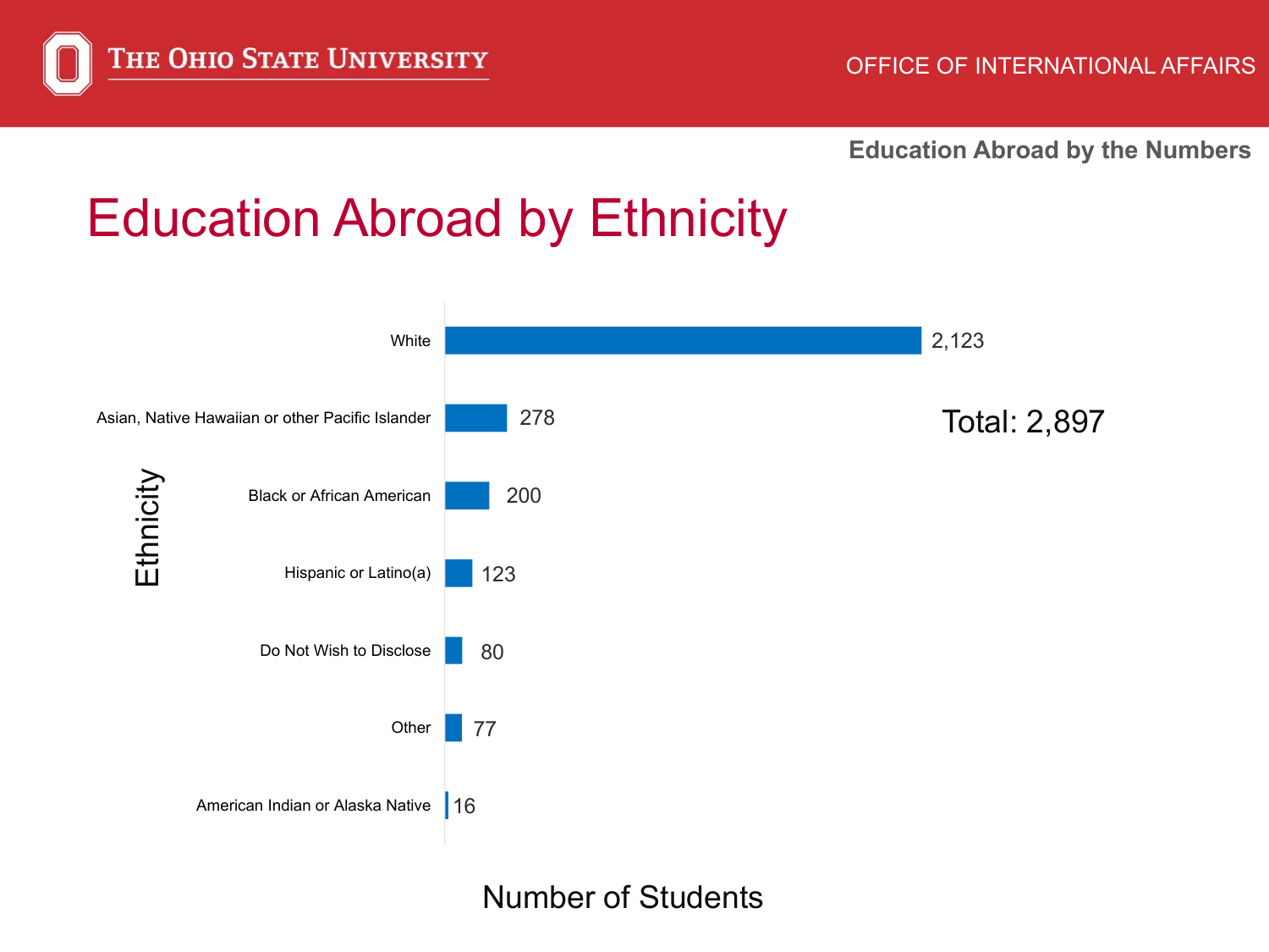# Education Abroad by Ethnicity

| Ethnicity | Number of Students |
| --- | --- |
| White | 2,123 |
| Asian, Native Hawaiian or other Pacific Islander | 278 |
| Black or African American | 200 |
| Hispanic or Latino(a) | 123 |
| Do Not Wish to Disclose | 80 |
| Other | 77 |
| American Indian or Alaska Native | 16 |

Total: 2,897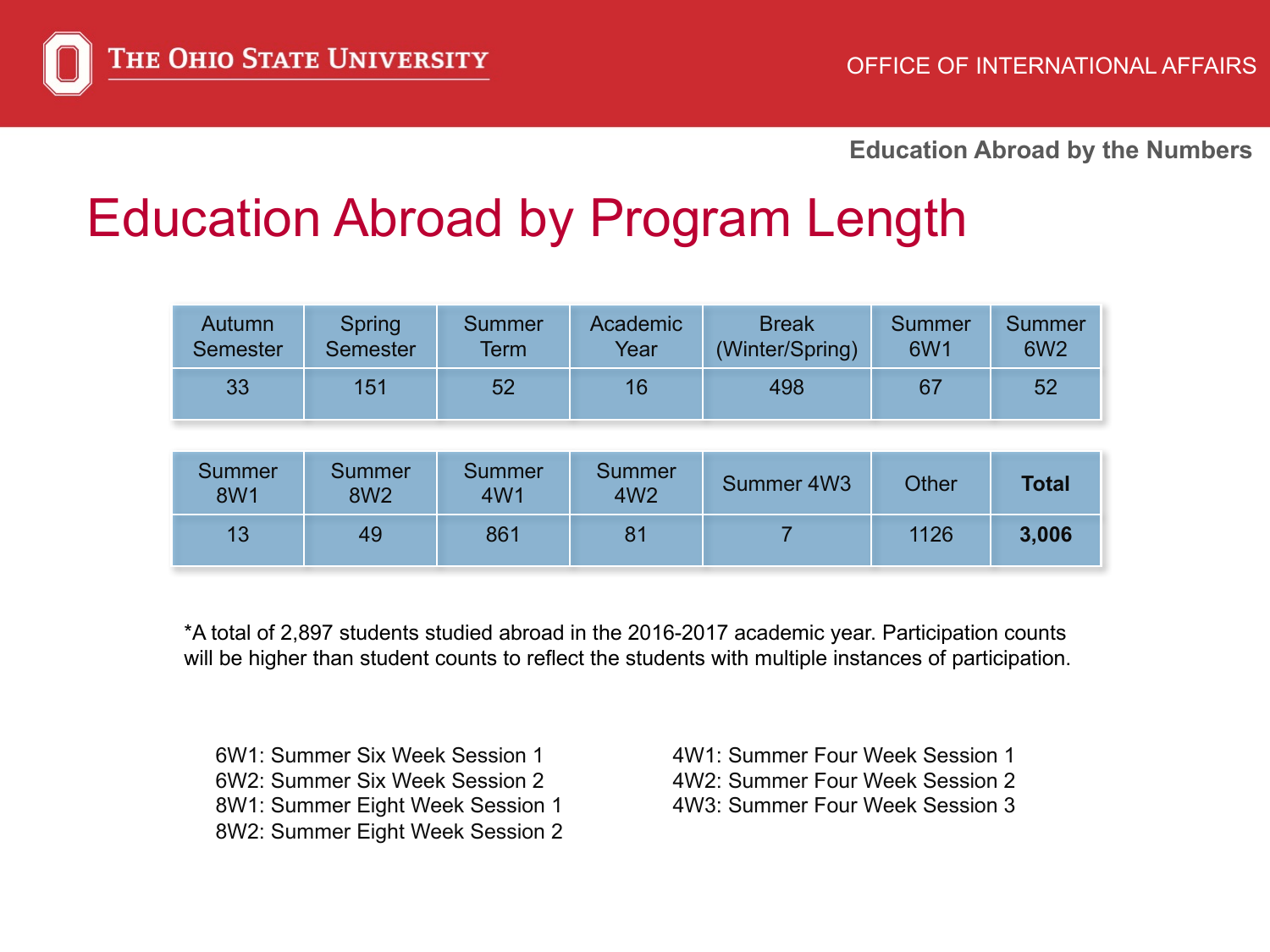# Education Abroad by Program Length

| Autumn Semester | Spring Semester | Summer Term | Academic Year | Break (Winter/Spring) | Summer 6W1 | Summer 6W2 |
|---|---|---|---|---|---|---|
| 33 | 151 | 52 | 16 | 498 | 67 | 52 |

| Summer 8W1 | Summer 8W2 | Summer 4W1 | Summer 4W2 | Summer 4W3 | Other | **Total** |
|---|---|---|---|---|---|---|
| 13 | 49 | 861 | 81 | 7 | 1126 | **3,006** |

*A total of 2,897 students studied abroad in the 2016-2017 academic year. Participation counts will be higher than student counts to reflect the students with multiple instances of participation.

6W1: Summer Six Week Session 1
6W2: Summer Six Week Session 2
8W1: Summer Eight Week Session 1
8W2: Summer Eight Week Session 2

4W1: Summer Four Week Session 1
4W2: Summer Four Week Session 2
4W3: Summer Four Week Session 3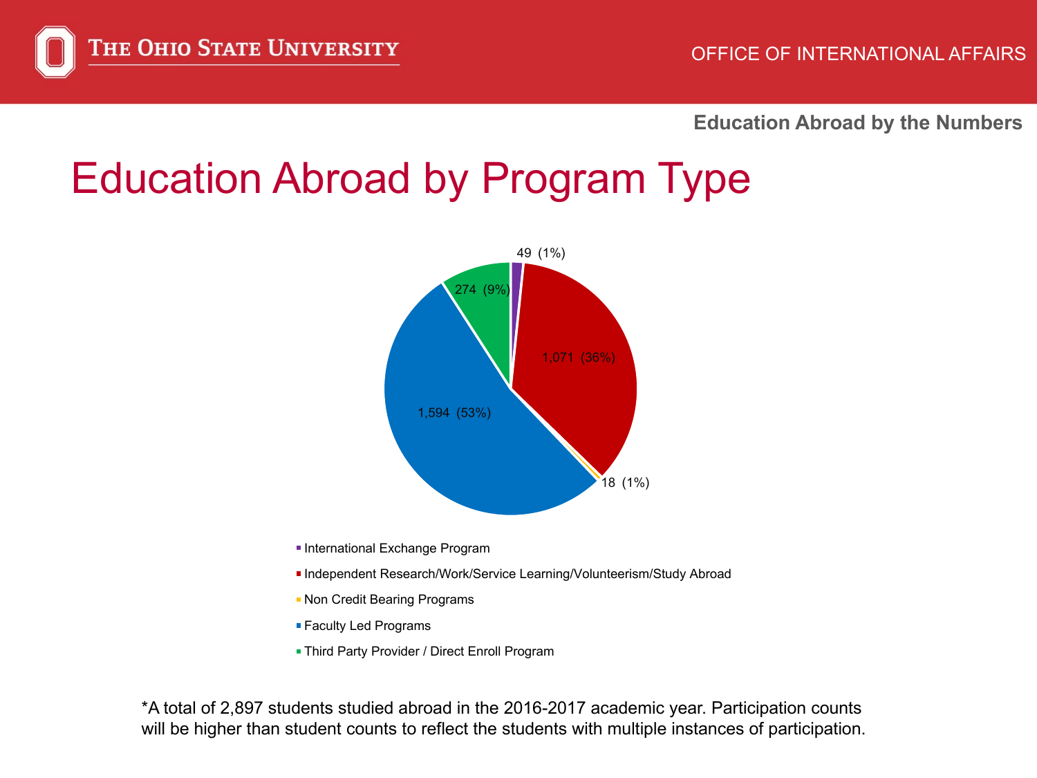# Education Abroad by Program Type

| Program Type | Count | Percentage |
|---|---|---|
| International Exchange Program | 49 | 1% |
| Independent Research/Work/Service Learning/Volunteerism/Study Abroad | 1,071 | 36% |
| Non Credit Bearing Programs | 18 | 1% |
| Faculty Led Programs | 1,594 | 53% |
| Third Party Provider / Direct Enroll Program | 274 | 9% |

*A total of 2,897 students studied abroad in the 2016-2017 academic year. Participation counts will be higher than student counts to reflect the students with multiple instances of participation.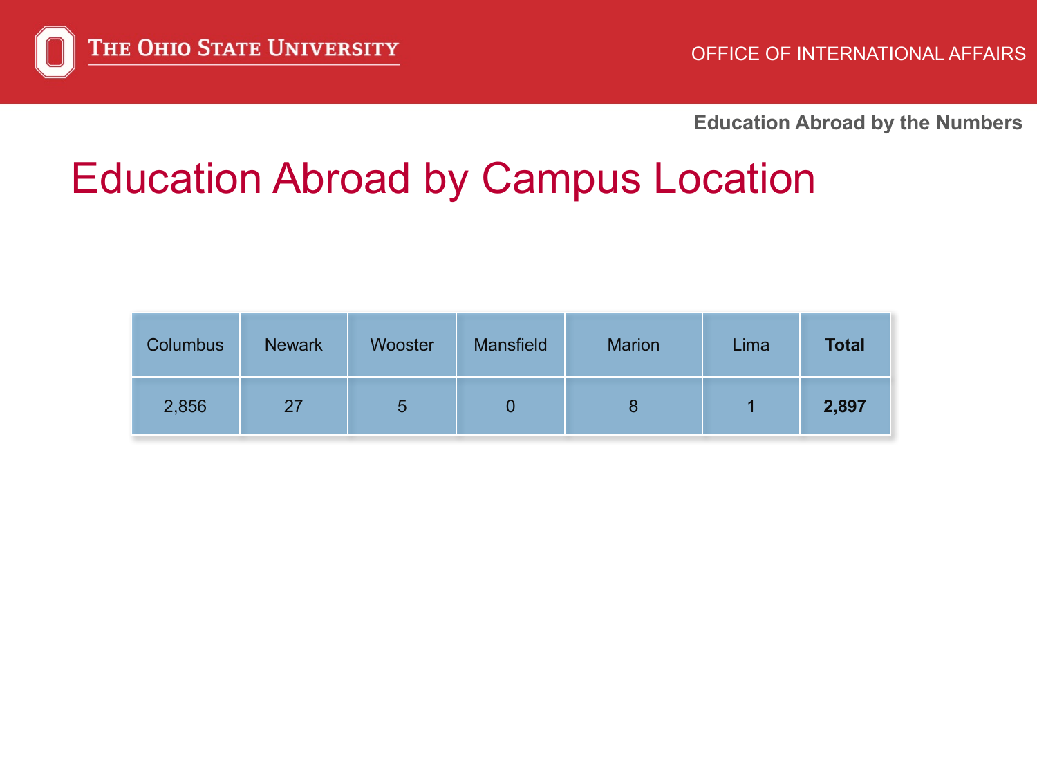# Education Abroad by Campus Location

| Columbus | Newark | Wooster | Mansfield | Marion | Lima | **Total** |
|---|---|---|---|---|---|---|
| 2,856 | 27 | 5 | 0 | 8 | 1 | **2,897** |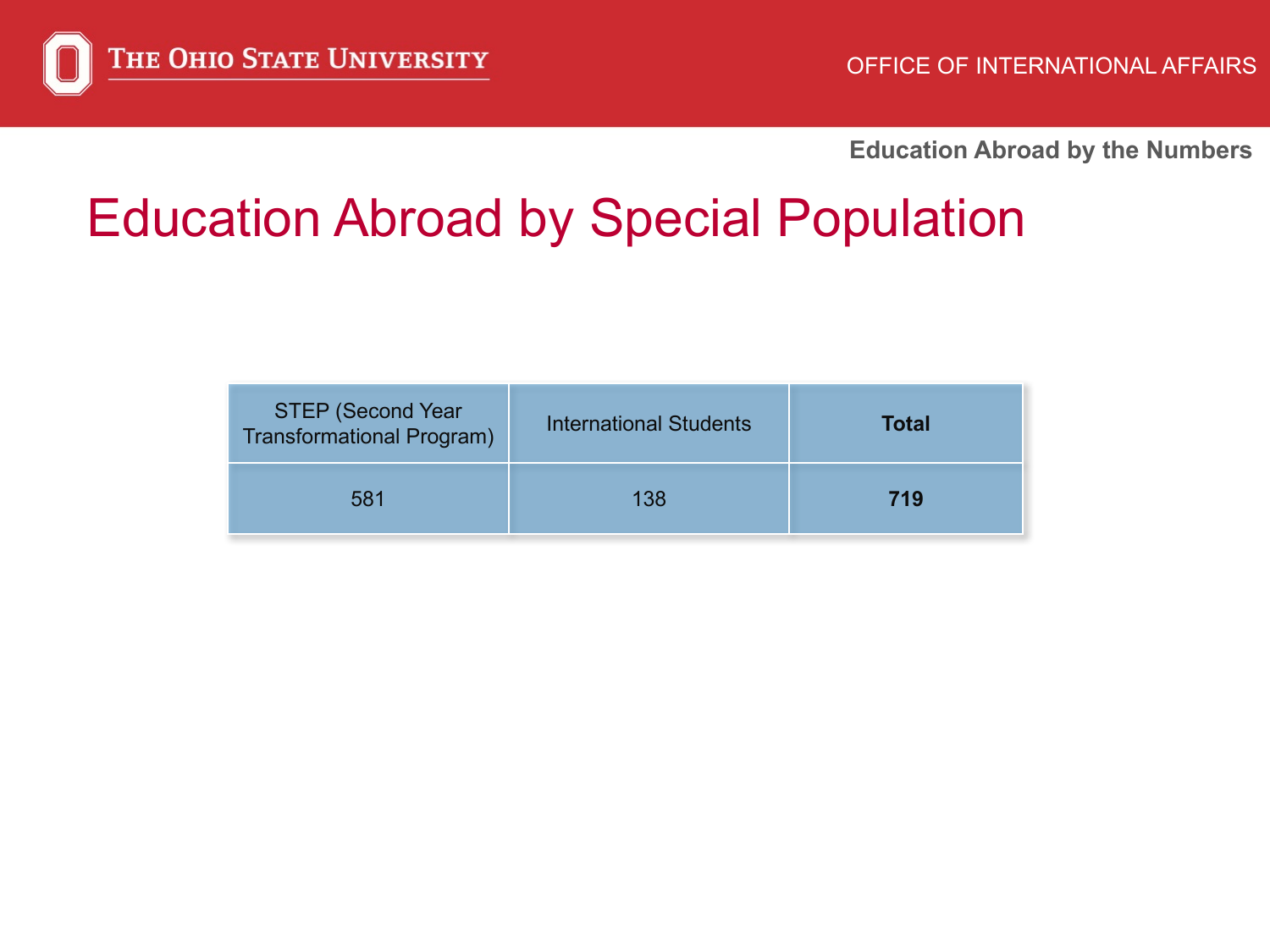# Education Abroad by Special Population

| STEP (Second Year Transformational Program) | International Students | **Total** |
| --- | --- | --- |
| 581 | 138 | **719** |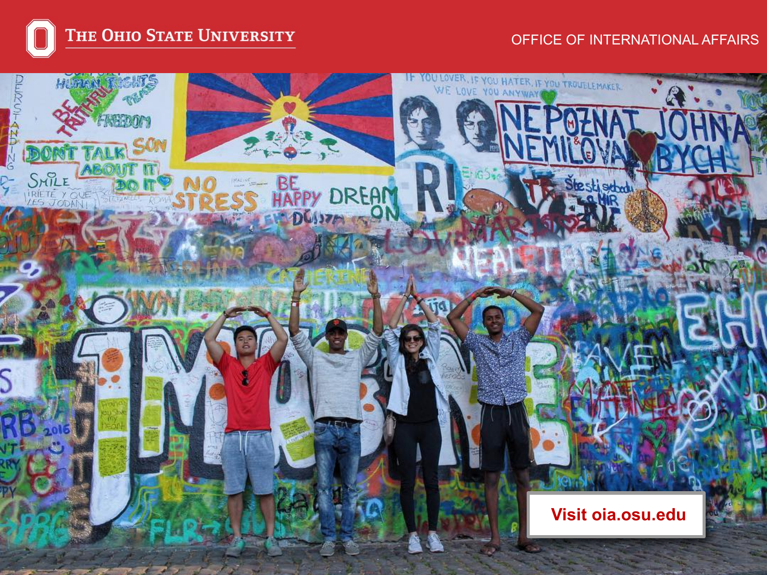THE OHIO STATE UNIVERSITY

OFFICE OF INTERNATIONAL AFFAIRS

Visit oia.osu.edu